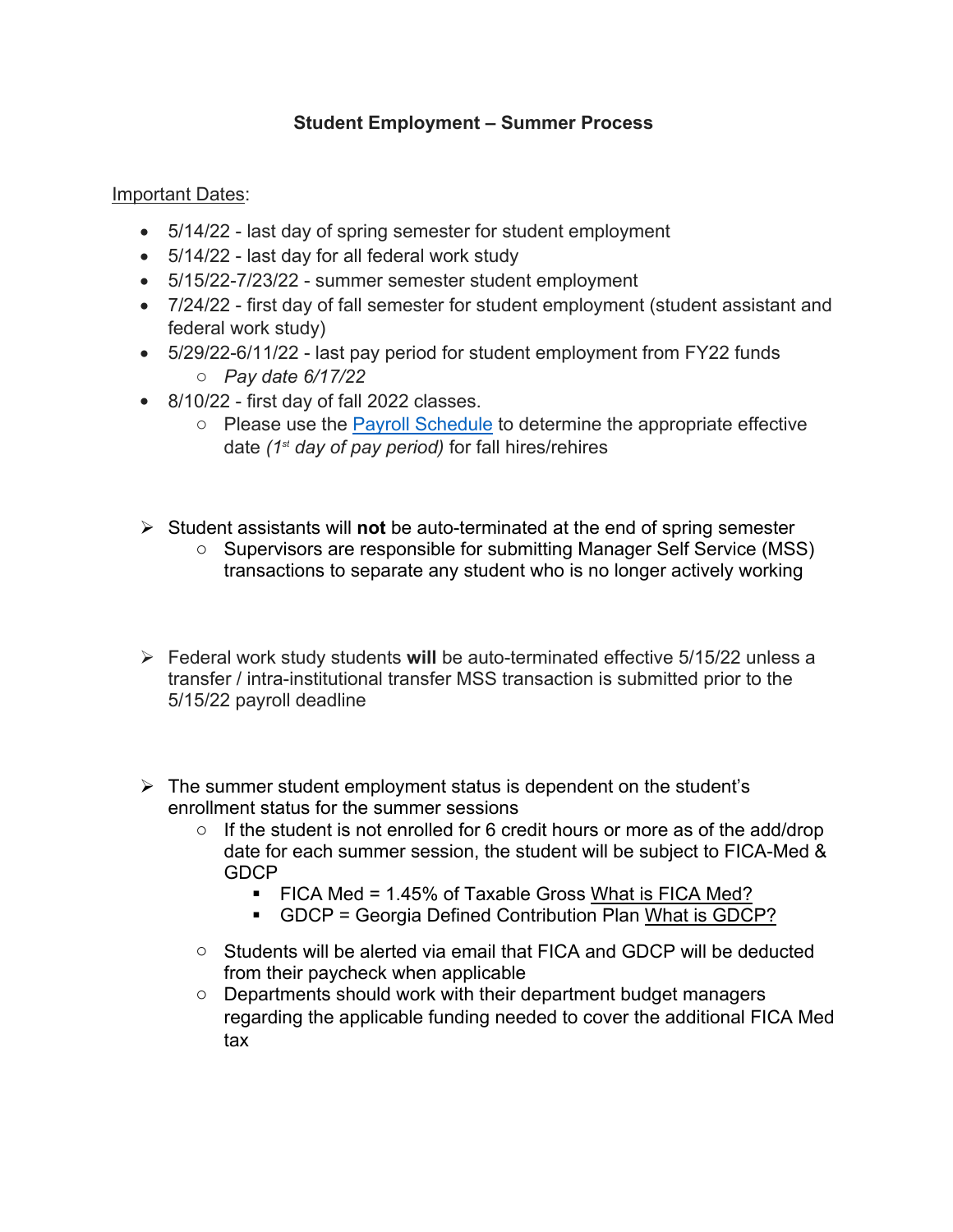# **Student Employment – Summer Process**

Important Dates:

- 5/14/22 - last day of spring semester for student employment
- 5/14/22 - last day for all federal work study
- 5/15/22-7/23/22 - summer semester student employment
- 7/24/22 - first day of fall semester for student employment (student assistant and federal work study)
- 5/29/22-6/11/22 - last pay period for student employment from FY22 funds
  - *Pay date 6/17/22*
- 8/10/22 - first day of fall 2022 classes.
  - Please use the [Payroll Schedule]() to determine the appropriate effective date *(1st day of pay period)* for fall hires/rehires

- Student assistants will **not** be auto-terminated at the end of spring semester
  - Supervisors are responsible for submitting Manager Self Service (MSS) transactions to separate any student who is no longer actively working

- Federal work study students **will** be auto-terminated effective 5/15/22 unless a transfer / intra-institutional transfer MSS transaction is submitted prior to the 5/15/22 payroll deadline

- The summer student employment status is dependent on the student's enrollment status for the summer sessions
  - If the student is not enrolled for 6 credit hours or more as of the add/drop date for each summer session, the student will be subject to FICA-Med & GDCP
    - FICA Med = 1.45% of Taxable Gross What is FICA Med?
    - GDCP = Georgia Defined Contribution Plan What is GDCP?
  - Students will be alerted via email that FICA and GDCP will be deducted from their paycheck when applicable
  - Departments should work with their department budget managers regarding the applicable funding needed to cover the additional FICA Med tax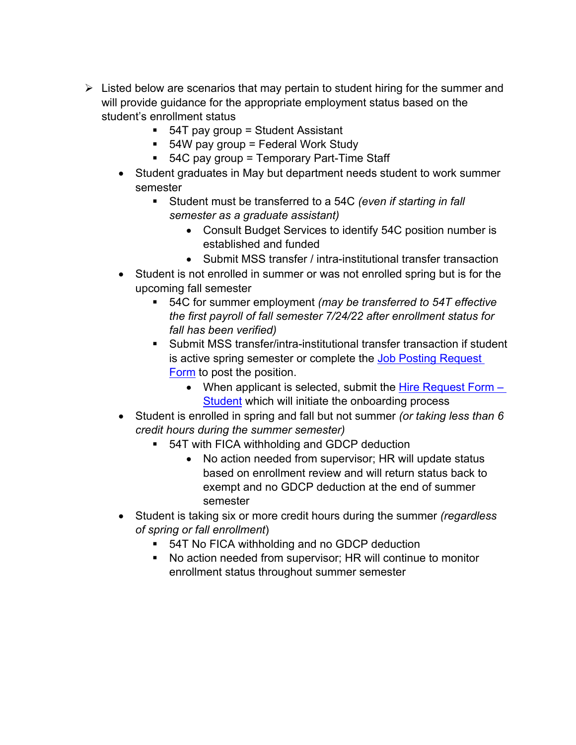- Listed below are scenarios that may pertain to student hiring for the summer and will provide guidance for the appropriate employment status based on the student's enrollment status
    - 54T pay group = Student Assistant
    - 54W pay group = Federal Work Study
    - 54C pay group = Temporary Part-Time Staff
  - Student graduates in May but department needs student to work summer semester
    - Student must be transferred to a 54C *(even if starting in fall semester as a graduate assistant)*
      - Consult Budget Services to identify 54C position number is established and funded
      - Submit MSS transfer / intra-institutional transfer transaction
  - Student is not enrolled in summer or was not enrolled spring but is for the upcoming fall semester
    - 54C for summer employment *(may be transferred to 54T effective the first payroll of fall semester 7/24/22 after enrollment status for fall has been verified)*
    - Submit MSS transfer/intra-institutional transfer transaction if student is active spring semester or complete the [Job Posting Request Form]() to post the position.
      - When applicant is selected, submit the [Hire Request Form – Student]() which will initiate the onboarding process
  - Student is enrolled in spring and fall but not summer *(or taking less than 6 credit hours during the summer semester)*
    - 54T with FICA withholding and GDCP deduction
      - No action needed from supervisor; HR will update status based on enrollment review and will return status back to exempt and no GDCP deduction at the end of summer semester
  - Student is taking six or more credit hours during the summer *(regardless of spring or fall enrollment)*
    - 54T No FICA withholding and no GDCP deduction
    - No action needed from supervisor; HR will continue to monitor enrollment status throughout summer semester